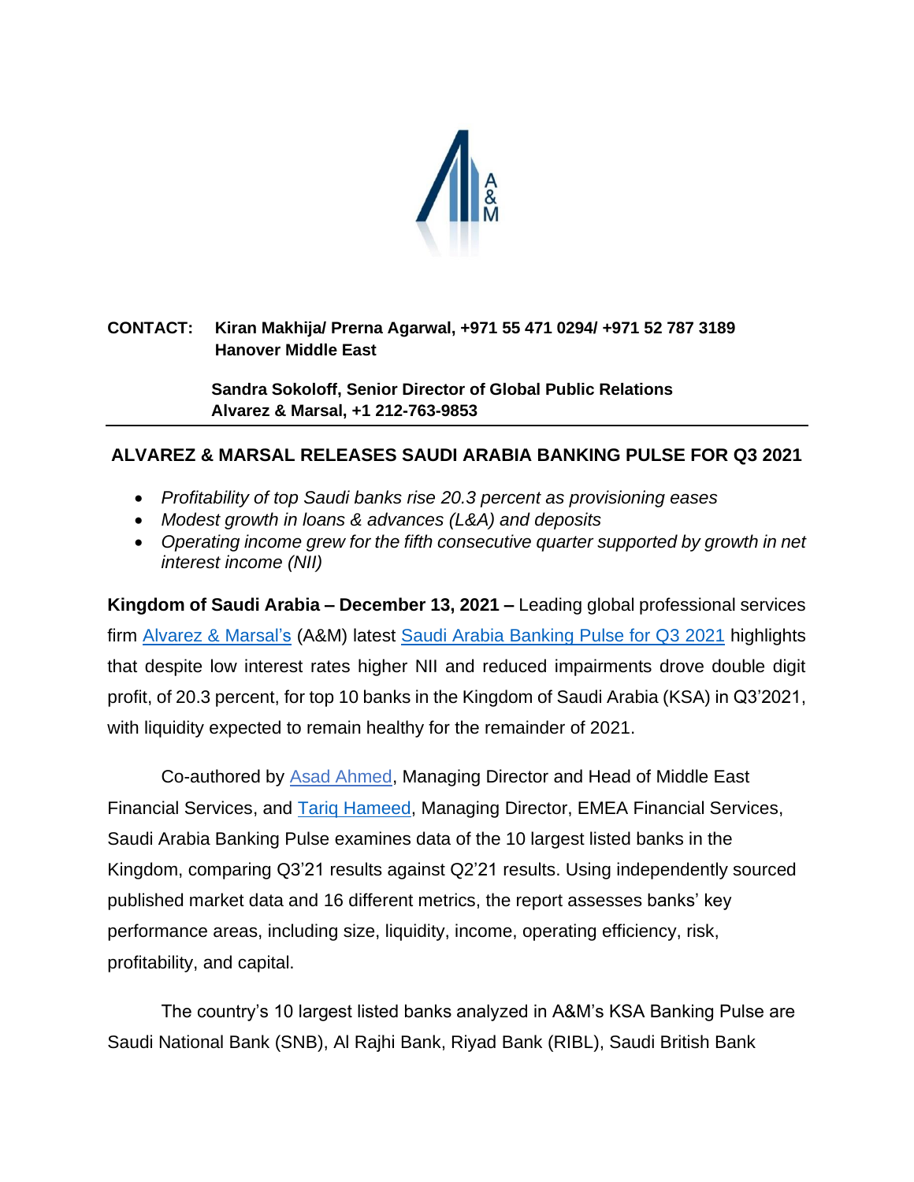**CONTACT:** Kiran Makhija/ Prerna Agarwal, +971 55 471 0294/ +971 52 787 3189
Hanover Middle East

Sandra Sokoloff, Senior Director of Global Public Relations
Alvarez & Marsal, +1 212-763-9853

# ALVAREZ & MARSAL RELEASES SAUDI ARABIA BANKING PULSE FOR Q3 2021

- *Profitability of top Saudi banks rise 20.3 percent as provisioning eases*
- *Modest growth in loans & advances (L&A) and deposits*
- *Operating income grew for the fifth consecutive quarter supported by growth in net interest income (NII)*

**Kingdom of Saudi Arabia – December 13, 2021 –** Leading global professional services firm Alvarez & Marsal's (A&M) latest Saudi Arabia Banking Pulse for Q3 2021 highlights that despite low interest rates higher NII and reduced impairments drove double digit profit, of 20.3 percent, for top 10 banks in the Kingdom of Saudi Arabia (KSA) in Q3'2021, with liquidity expected to remain healthy for the remainder of 2021.

Co-authored by Asad Ahmed, Managing Director and Head of Middle East Financial Services, and Tariq Hameed, Managing Director, EMEA Financial Services, Saudi Arabia Banking Pulse examines data of the 10 largest listed banks in the Kingdom, comparing Q3'21 results against Q2'21 results. Using independently sourced published market data and 16 different metrics, the report assesses banks' key performance areas, including size, liquidity, income, operating efficiency, risk, profitability, and capital.

The country's 10 largest listed banks analyzed in A&M's KSA Banking Pulse are Saudi National Bank (SNB), Al Rajhi Bank, Riyad Bank (RIBL), Saudi British Bank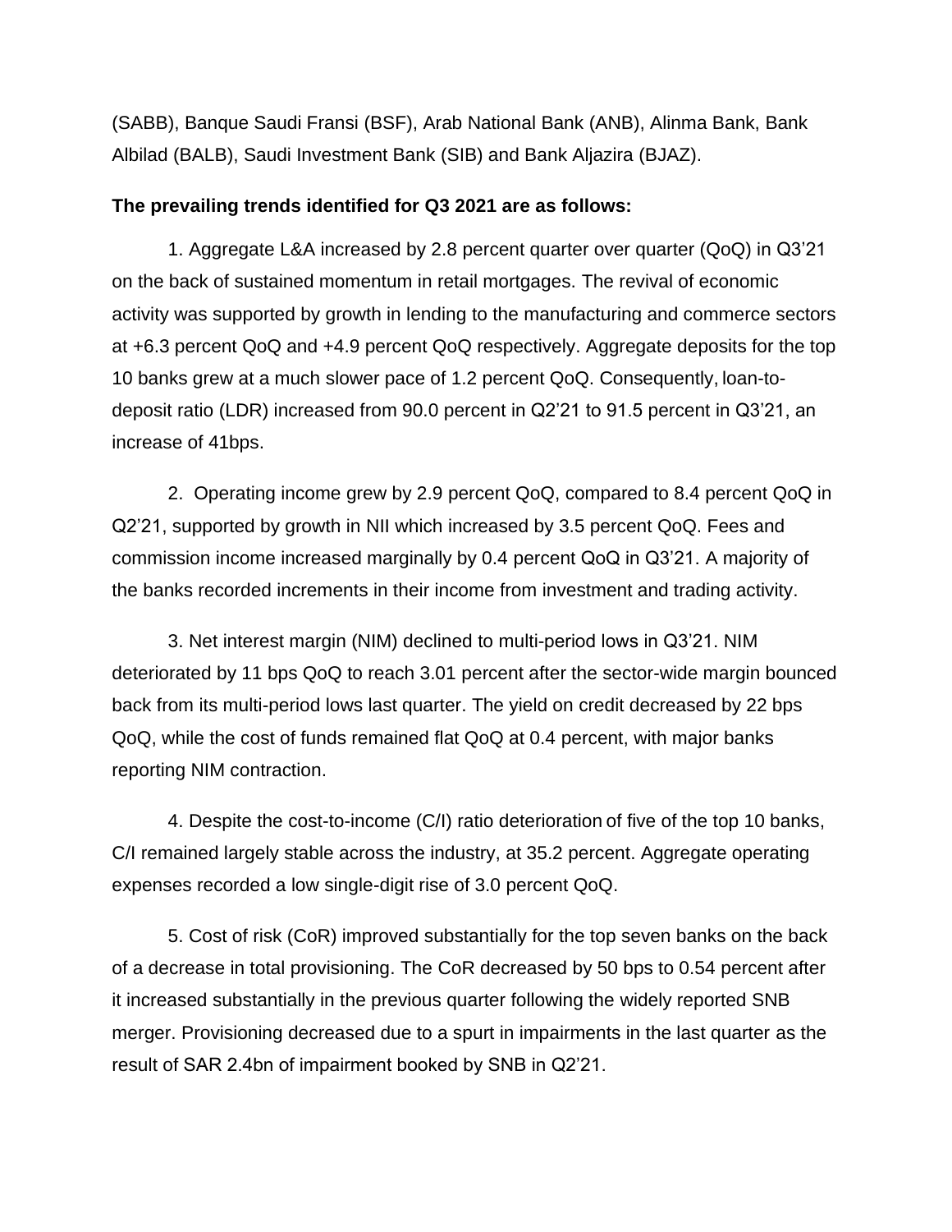(SABB), Banque Saudi Fransi (BSF), Arab National Bank (ANB), Alinma Bank, Bank Albilad (BALB), Saudi Investment Bank (SIB) and Bank Aljazira (BJAZ).

**The prevailing trends identified for Q3 2021 are as follows:**

1. Aggregate L&A increased by 2.8 percent quarter over quarter (QoQ) in Q3'21 on the back of sustained momentum in retail mortgages. The revival of economic activity was supported by growth in lending to the manufacturing and commerce sectors at +6.3 percent QoQ and +4.9 percent QoQ respectively. Aggregate deposits for the top 10 banks grew at a much slower pace of 1.2 percent QoQ. Consequently, loan-to-deposit ratio (LDR) increased from 90.0 percent in Q2'21 to 91.5 percent in Q3'21, an increase of 41bps.

2. Operating income grew by 2.9 percent QoQ, compared to 8.4 percent QoQ in Q2'21, supported by growth in NII which increased by 3.5 percent QoQ. Fees and commission income increased marginally by 0.4 percent QoQ in Q3'21. A majority of the banks recorded increments in their income from investment and trading activity.

3. Net interest margin (NIM) declined to multi-period lows in Q3'21. NIM deteriorated by 11 bps QoQ to reach 3.01 percent after the sector-wide margin bounced back from its multi-period lows last quarter. The yield on credit decreased by 22 bps QoQ, while the cost of funds remained flat QoQ at 0.4 percent, with major banks reporting NIM contraction.

4. Despite the cost-to-income (C/I) ratio deterioration of five of the top 10 banks, C/I remained largely stable across the industry, at 35.2 percent. Aggregate operating expenses recorded a low single-digit rise of 3.0 percent QoQ.

5. Cost of risk (CoR) improved substantially for the top seven banks on the back of a decrease in total provisioning. The CoR decreased by 50 bps to 0.54 percent after it increased substantially in the previous quarter following the widely reported SNB merger. Provisioning decreased due to a spurt in impairments in the last quarter as the result of SAR 2.4bn of impairment booked by SNB in Q2'21.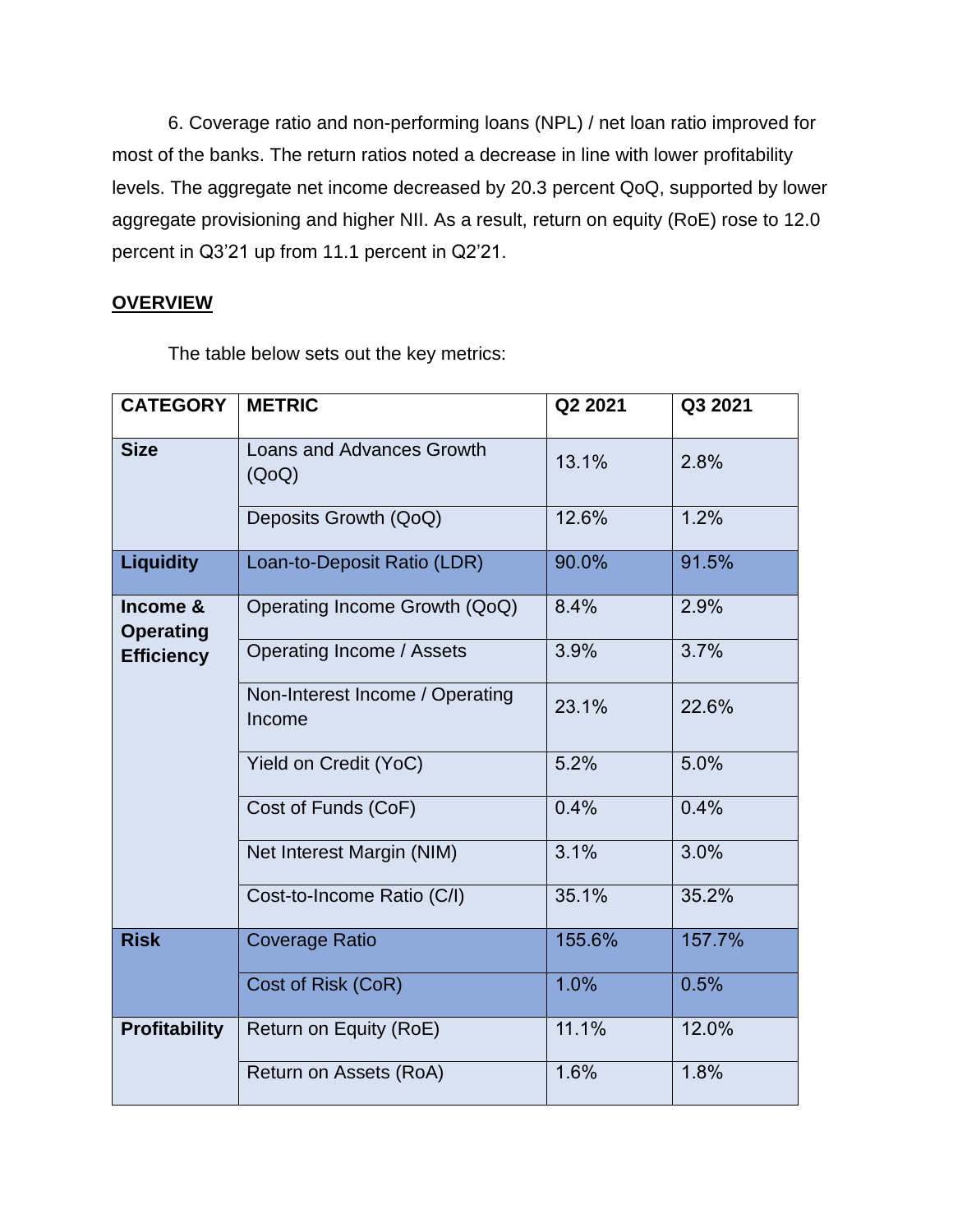6. Coverage ratio and non-performing loans (NPL) / net loan ratio improved for most of the banks. The return ratios noted a decrease in line with lower profitability levels. The aggregate net income decreased by 20.3 percent QoQ, supported by lower aggregate provisioning and higher NII. As a result, return on equity (RoE) rose to 12.0 percent in Q3'21 up from 11.1 percent in Q2'21.

**OVERVIEW**

The table below sets out the key metrics:

| CATEGORY | METRIC | Q2 2021 | Q3 2021 |
|---|---|---|---|
| **Size** | Loans and Advances Growth (QoQ) | 13.1% | 2.8% |
| | Deposits Growth (QoQ) | 12.6% | 1.2% |
| **Liquidity** | Loan-to-Deposit Ratio (LDR) | 90.0% | 91.5% |
| **Income & Operating Efficiency** | Operating Income Growth (QoQ) | 8.4% | 2.9% |
| | Operating Income / Assets | 3.9% | 3.7% |
| | Non-Interest Income / Operating Income | 23.1% | 22.6% |
| | Yield on Credit (YoC) | 5.2% | 5.0% |
| | Cost of Funds (CoF) | 0.4% | 0.4% |
| | Net Interest Margin (NIM) | 3.1% | 3.0% |
| | Cost-to-Income Ratio (C/I) | 35.1% | 35.2% |
| **Risk** | Coverage Ratio | 155.6% | 157.7% |
| | Cost of Risk (CoR) | 1.0% | 0.5% |
| **Profitability** | Return on Equity (RoE) | 11.1% | 12.0% |
| | Return on Assets (RoA) | 1.6% | 1.8% |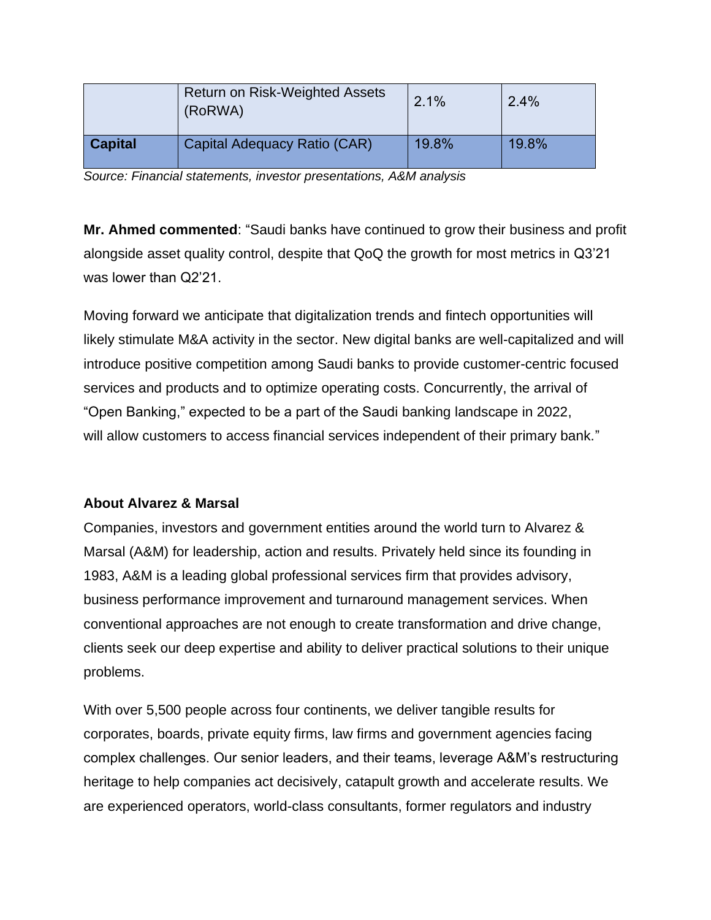| | | | |
|---|---|---|---|
| | Return on Risk-Weighted Assets (RoRWA) | 2.1% | 2.4% |
| **Capital** | Capital Adequacy Ratio (CAR) | 19.8% | 19.8% |

*Source: Financial statements, investor presentations, A&M analysis*

**Mr. Ahmed commented**: "Saudi banks have continued to grow their business and profit alongside asset quality control, despite that QoQ the growth for most metrics in Q3'21 was lower than Q2'21.

Moving forward we anticipate that digitalization trends and fintech opportunities will likely stimulate M&A activity in the sector. New digital banks are well-capitalized and will introduce positive competition among Saudi banks to provide customer-centric focused services and products and to optimize operating costs. Concurrently, the arrival of "Open Banking," expected to be a part of the Saudi banking landscape in 2022, will allow customers to access financial services independent of their primary bank."

**About Alvarez & Marsal**

Companies, investors and government entities around the world turn to Alvarez & Marsal (A&M) for leadership, action and results. Privately held since its founding in 1983, A&M is a leading global professional services firm that provides advisory, business performance improvement and turnaround management services. When conventional approaches are not enough to create transformation and drive change, clients seek our deep expertise and ability to deliver practical solutions to their unique problems.

With over 5,500 people across four continents, we deliver tangible results for corporates, boards, private equity firms, law firms and government agencies facing complex challenges. Our senior leaders, and their teams, leverage A&M's restructuring heritage to help companies act decisively, catapult growth and accelerate results. We are experienced operators, world-class consultants, former regulators and industry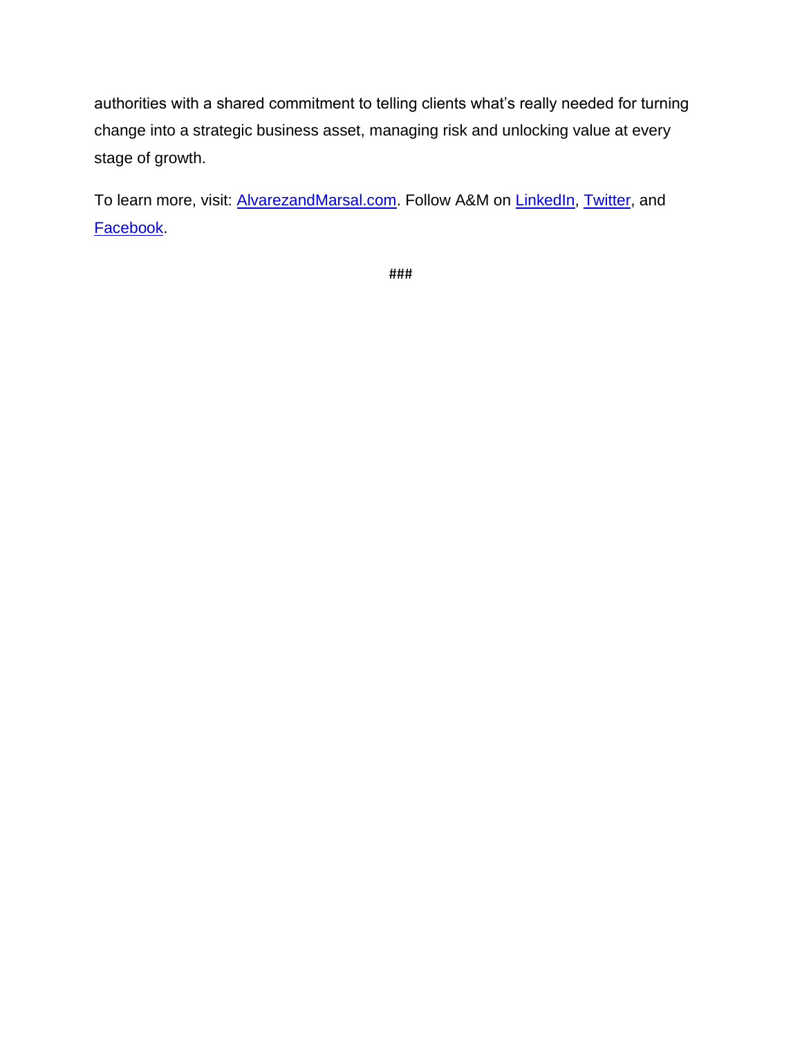authorities with a shared commitment to telling clients what's really needed for turning change into a strategic business asset, managing risk and unlocking value at every stage of growth.

To learn more, visit: AlvarezandMarsal.com. Follow A&M on LinkedIn, Twitter, and Facebook.

###